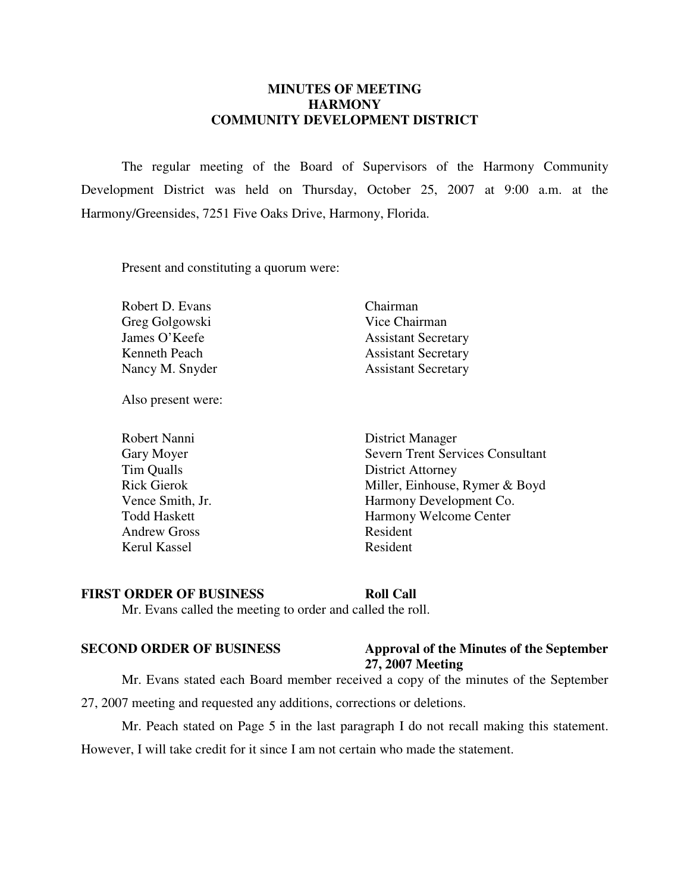# MINUTES OF MEETING
# HARMONY
# COMMUNITY DEVELOPMENT DISTRICT

The regular meeting of the Board of Supervisors of the Harmony Community Development District was held on Thursday, October 25, 2007 at 9:00 a.m. at the Harmony/Greensides, 7251 Five Oaks Drive, Harmony, Florida.

Present and constituting a quorum were:

| | |
|---|---|
| Robert D. Evans | Chairman |
| Greg Golgowski | Vice Chairman |
| James O'Keefe | Assistant Secretary |
| Kenneth Peach | Assistant Secretary |
| Nancy M. Snyder | Assistant Secretary |

Also present were:

| | |
|---|---|
| Robert Nanni | District Manager |
| Gary Moyer | Severn Trent Services Consultant |
| Tim Qualls | District Attorney |
| Rick Gierok | Miller, Einhouse, Rymer & Boyd |
| Vence Smith, Jr. | Harmony Development Co. |
| Todd Haskett | Harmony Welcome Center |
| Andrew Gross | Resident |
| Kerul Kassel | Resident |

**FIRST ORDER OF BUSINESS** **Roll Call**

Mr. Evans called the meeting to order and called the roll.

**SECOND ORDER OF BUSINESS** **Approval of the Minutes of the September 27, 2007 Meeting**

Mr. Evans stated each Board member received a copy of the minutes of the September 27, 2007 meeting and requested any additions, corrections or deletions.

Mr. Peach stated on Page 5 in the last paragraph I do not recall making this statement. However, I will take credit for it since I am not certain who made the statement.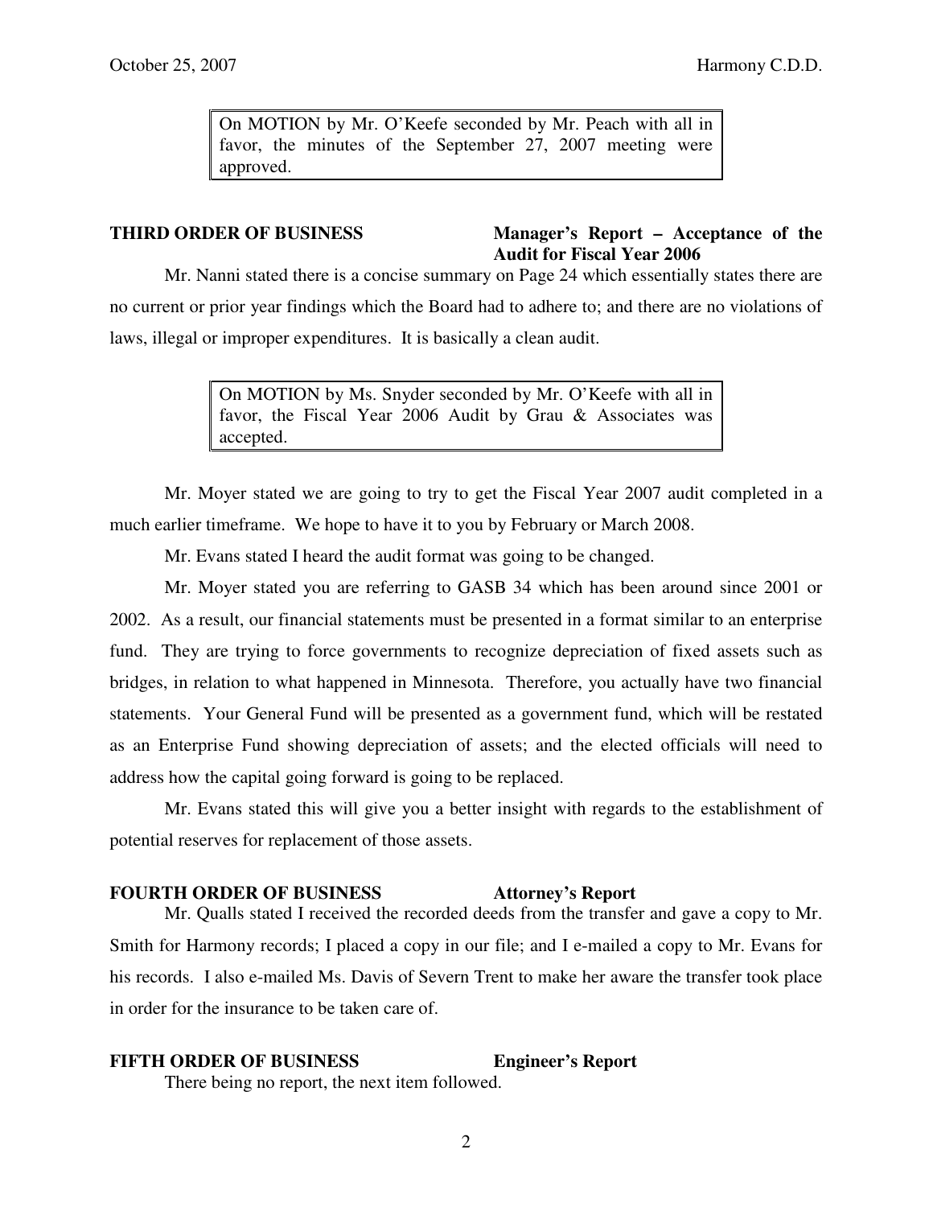> On MOTION by Mr. O'Keefe seconded by Mr. Peach with all in favor, the minutes of the September 27, 2007 meeting were approved.

**THIRD ORDER OF BUSINESS** **Manager's Report – Acceptance of the Audit for Fiscal Year 2006**

Mr. Nanni stated there is a concise summary on Page 24 which essentially states there are no current or prior year findings which the Board had to adhere to; and there are no violations of laws, illegal or improper expenditures. It is basically a clean audit.

> On MOTION by Ms. Snyder seconded by Mr. O'Keefe with all in favor, the Fiscal Year 2006 Audit by Grau & Associates was accepted.

Mr. Moyer stated we are going to try to get the Fiscal Year 2007 audit completed in a much earlier timeframe. We hope to have it to you by February or March 2008.

Mr. Evans stated I heard the audit format was going to be changed.

Mr. Moyer stated you are referring to GASB 34 which has been around since 2001 or 2002. As a result, our financial statements must be presented in a format similar to an enterprise fund. They are trying to force governments to recognize depreciation of fixed assets such as bridges, in relation to what happened in Minnesota. Therefore, you actually have two financial statements. Your General Fund will be presented as a government fund, which will be restated as an Enterprise Fund showing depreciation of assets; and the elected officials will need to address how the capital going forward is going to be replaced.

Mr. Evans stated this will give you a better insight with regards to the establishment of potential reserves for replacement of those assets.

**FOURTH ORDER OF BUSINESS** **Attorney's Report**

Mr. Qualls stated I received the recorded deeds from the transfer and gave a copy to Mr. Smith for Harmony records; I placed a copy in our file; and I e-mailed a copy to Mr. Evans for his records. I also e-mailed Ms. Davis of Severn Trent to make her aware the transfer took place in order for the insurance to be taken care of.

**FIFTH ORDER OF BUSINESS** **Engineer's Report**

There being no report, the next item followed.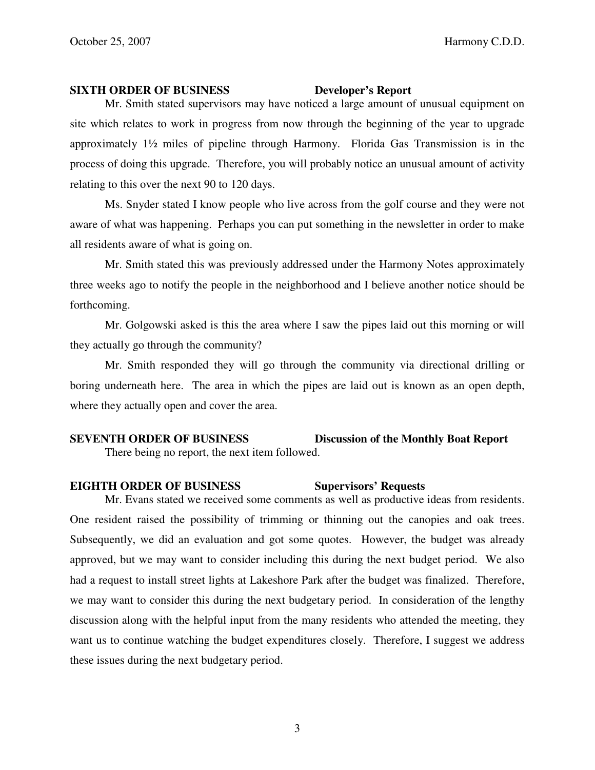**SIXTH ORDER OF BUSINESS Developer's Report**

Mr. Smith stated supervisors may have noticed a large amount of unusual equipment on site which relates to work in progress from now through the beginning of the year to upgrade approximately 1½ miles of pipeline through Harmony. Florida Gas Transmission is in the process of doing this upgrade. Therefore, you will probably notice an unusual amount of activity relating to this over the next 90 to 120 days.

Ms. Snyder stated I know people who live across from the golf course and they were not aware of what was happening. Perhaps you can put something in the newsletter in order to make all residents aware of what is going on.

Mr. Smith stated this was previously addressed under the Harmony Notes approximately three weeks ago to notify the people in the neighborhood and I believe another notice should be forthcoming.

Mr. Golgowski asked is this the area where I saw the pipes laid out this morning or will they actually go through the community?

Mr. Smith responded they will go through the community via directional drilling or boring underneath here. The area in which the pipes are laid out is known as an open depth, where they actually open and cover the area.

**SEVENTH ORDER OF BUSINESS Discussion of the Monthly Boat Report**

There being no report, the next item followed.

**EIGHTH ORDER OF BUSINESS Supervisors' Requests**

Mr. Evans stated we received some comments as well as productive ideas from residents. One resident raised the possibility of trimming or thinning out the canopies and oak trees. Subsequently, we did an evaluation and got some quotes. However, the budget was already approved, but we may want to consider including this during the next budget period. We also had a request to install street lights at Lakeshore Park after the budget was finalized. Therefore, we may want to consider this during the next budgetary period. In consideration of the lengthy discussion along with the helpful input from the many residents who attended the meeting, they want us to continue watching the budget expenditures closely. Therefore, I suggest we address these issues during the next budgetary period.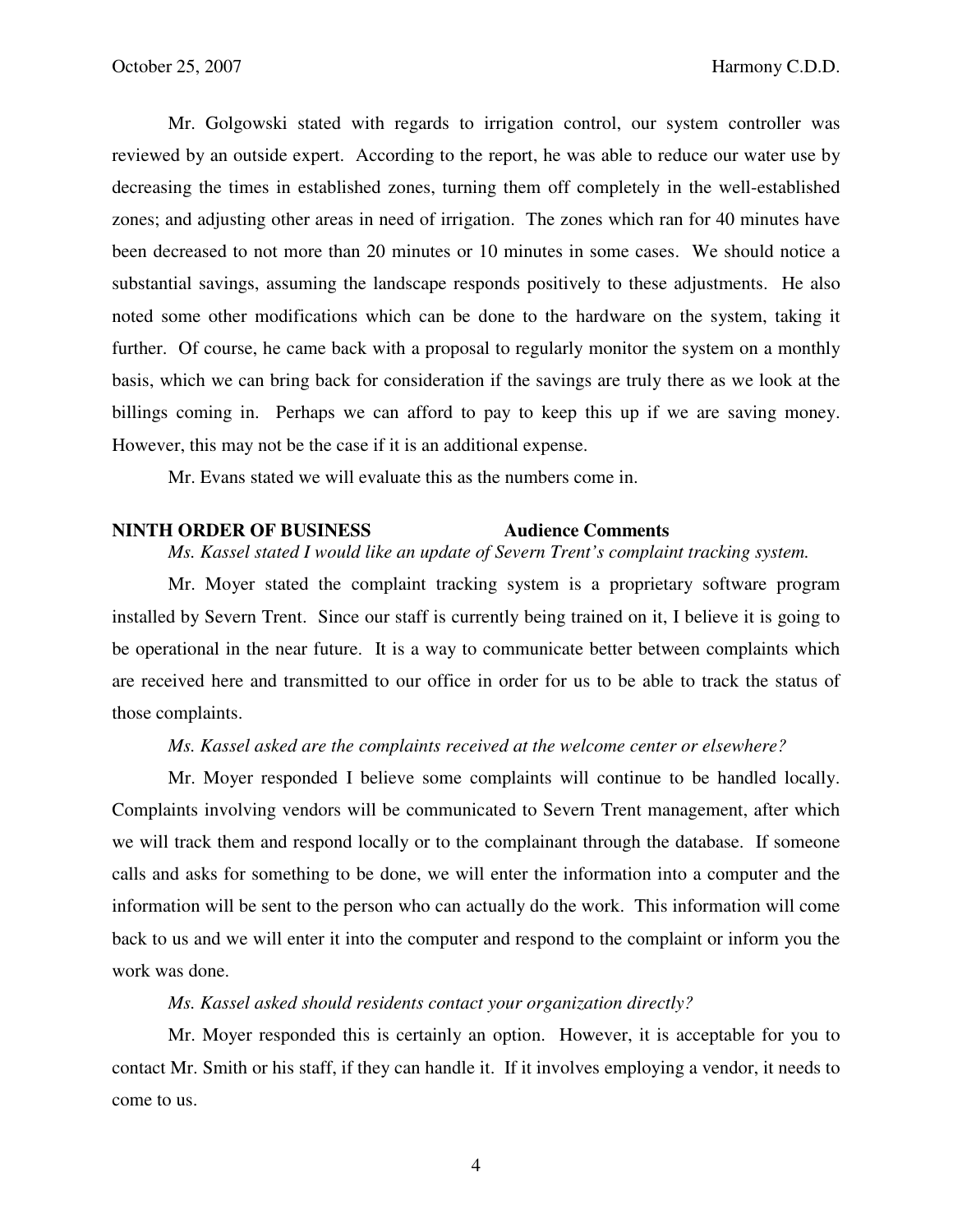Mr. Golgowski stated with regards to irrigation control, our system controller was reviewed by an outside expert. According to the report, he was able to reduce our water use by decreasing the times in established zones, turning them off completely in the well-established zones; and adjusting other areas in need of irrigation. The zones which ran for 40 minutes have been decreased to not more than 20 minutes or 10 minutes in some cases. We should notice a substantial savings, assuming the landscape responds positively to these adjustments. He also noted some other modifications which can be done to the hardware on the system, taking it further. Of course, he came back with a proposal to regularly monitor the system on a monthly basis, which we can bring back for consideration if the savings are truly there as we look at the billings coming in. Perhaps we can afford to pay to keep this up if we are saving money. However, this may not be the case if it is an additional expense.

Mr. Evans stated we will evaluate this as the numbers come in.

**NINTH ORDER OF BUSINESS** **Audience Comments**

*Ms. Kassel stated I would like an update of Severn Trent's complaint tracking system.*

Mr. Moyer stated the complaint tracking system is a proprietary software program installed by Severn Trent. Since our staff is currently being trained on it, I believe it is going to be operational in the near future. It is a way to communicate better between complaints which are received here and transmitted to our office in order for us to be able to track the status of those complaints.

*Ms. Kassel asked are the complaints received at the welcome center or elsewhere?*

Mr. Moyer responded I believe some complaints will continue to be handled locally. Complaints involving vendors will be communicated to Severn Trent management, after which we will track them and respond locally or to the complainant through the database. If someone calls and asks for something to be done, we will enter the information into a computer and the information will be sent to the person who can actually do the work. This information will come back to us and we will enter it into the computer and respond to the complaint or inform you the work was done.

*Ms. Kassel asked should residents contact your organization directly?*

Mr. Moyer responded this is certainly an option. However, it is acceptable for you to contact Mr. Smith or his staff, if they can handle it. If it involves employing a vendor, it needs to come to us.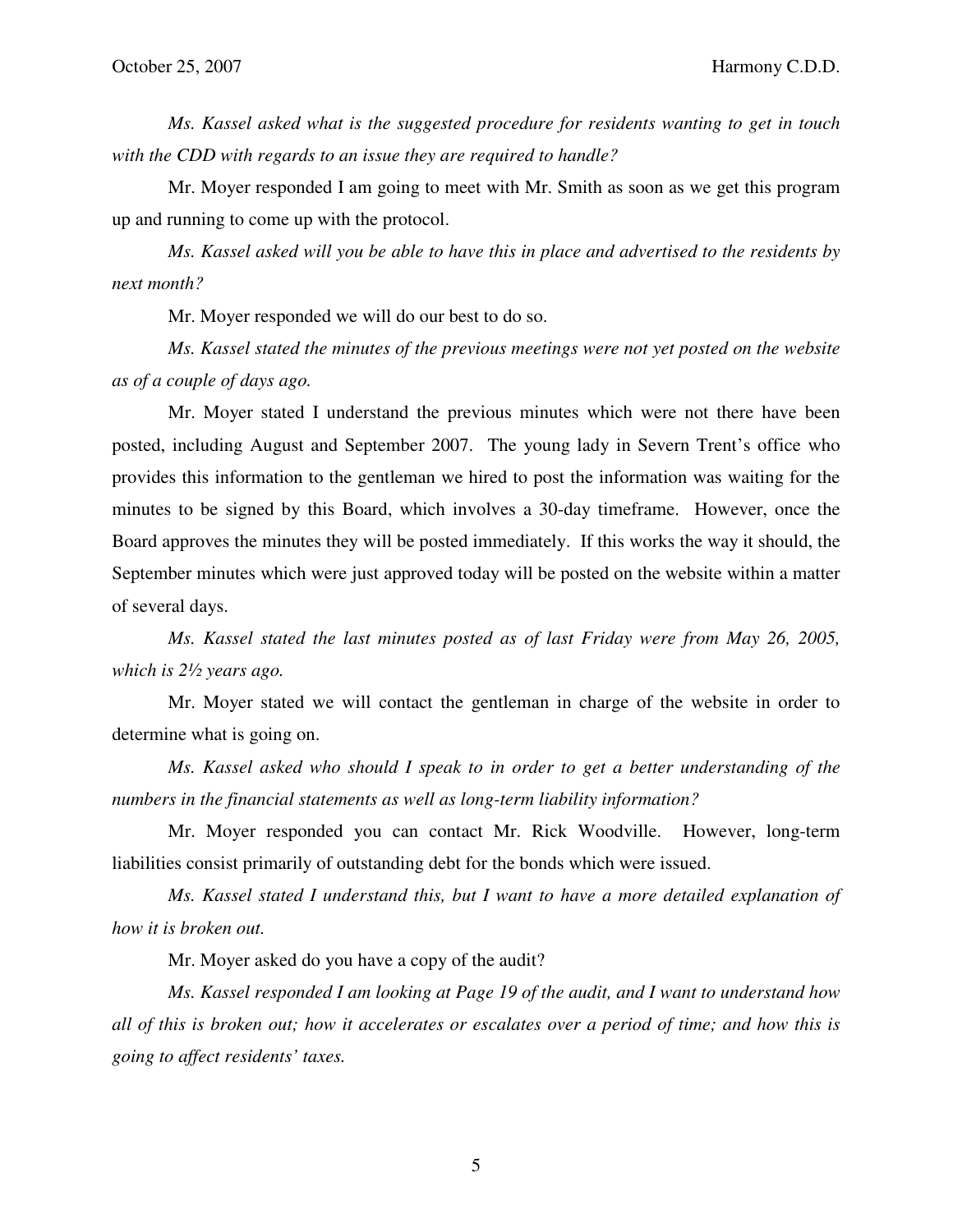*Ms. Kassel asked what is the suggested procedure for residents wanting to get in touch with the CDD with regards to an issue they are required to handle?*

Mr. Moyer responded I am going to meet with Mr. Smith as soon as we get this program up and running to come up with the protocol.

*Ms. Kassel asked will you be able to have this in place and advertised to the residents by next month?*

Mr. Moyer responded we will do our best to do so.

*Ms. Kassel stated the minutes of the previous meetings were not yet posted on the website as of a couple of days ago.*

Mr. Moyer stated I understand the previous minutes which were not there have been posted, including August and September 2007. The young lady in Severn Trent's office who provides this information to the gentleman we hired to post the information was waiting for the minutes to be signed by this Board, which involves a 30-day timeframe. However, once the Board approves the minutes they will be posted immediately. If this works the way it should, the September minutes which were just approved today will be posted on the website within a matter of several days.

*Ms. Kassel stated the last minutes posted as of last Friday were from May 26, 2005, which is 2½ years ago.*

Mr. Moyer stated we will contact the gentleman in charge of the website in order to determine what is going on.

*Ms. Kassel asked who should I speak to in order to get a better understanding of the numbers in the financial statements as well as long-term liability information?*

Mr. Moyer responded you can contact Mr. Rick Woodville. However, long-term liabilities consist primarily of outstanding debt for the bonds which were issued.

*Ms. Kassel stated I understand this, but I want to have a more detailed explanation of how it is broken out.*

Mr. Moyer asked do you have a copy of the audit?

*Ms. Kassel responded I am looking at Page 19 of the audit, and I want to understand how all of this is broken out; how it accelerates or escalates over a period of time; and how this is going to affect residents' taxes.*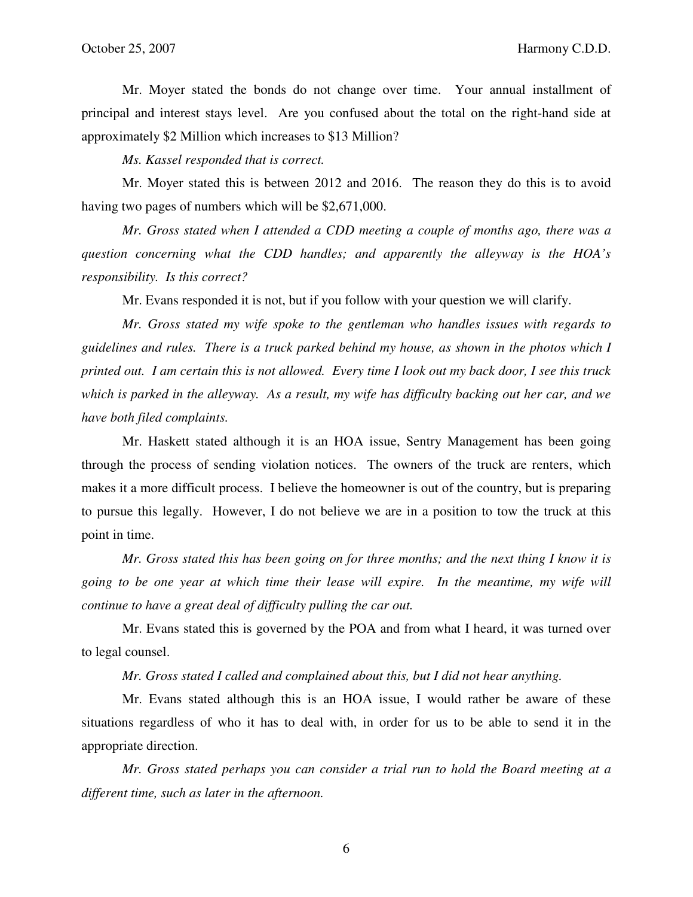Mr. Moyer stated the bonds do not change over time. Your annual installment of principal and interest stays level. Are you confused about the total on the right-hand side at approximately $2 Million which increases to $13 Million?

*Ms. Kassel responded that is correct.*

Mr. Moyer stated this is between 2012 and 2016. The reason they do this is to avoid having two pages of numbers which will be $2,671,000.

*Mr. Gross stated when I attended a CDD meeting a couple of months ago, there was a question concerning what the CDD handles; and apparently the alleyway is the HOA's responsibility. Is this correct?*

Mr. Evans responded it is not, but if you follow with your question we will clarify.

*Mr. Gross stated my wife spoke to the gentleman who handles issues with regards to guidelines and rules. There is a truck parked behind my house, as shown in the photos which I printed out. I am certain this is not allowed. Every time I look out my back door, I see this truck which is parked in the alleyway. As a result, my wife has difficulty backing out her car, and we have both filed complaints.*

Mr. Haskett stated although it is an HOA issue, Sentry Management has been going through the process of sending violation notices. The owners of the truck are renters, which makes it a more difficult process. I believe the homeowner is out of the country, but is preparing to pursue this legally. However, I do not believe we are in a position to tow the truck at this point in time.

*Mr. Gross stated this has been going on for three months; and the next thing I know it is going to be one year at which time their lease will expire. In the meantime, my wife will continue to have a great deal of difficulty pulling the car out.*

Mr. Evans stated this is governed by the POA and from what I heard, it was turned over to legal counsel.

*Mr. Gross stated I called and complained about this, but I did not hear anything.*

Mr. Evans stated although this is an HOA issue, I would rather be aware of these situations regardless of who it has to deal with, in order for us to be able to send it in the appropriate direction.

*Mr. Gross stated perhaps you can consider a trial run to hold the Board meeting at a different time, such as later in the afternoon.*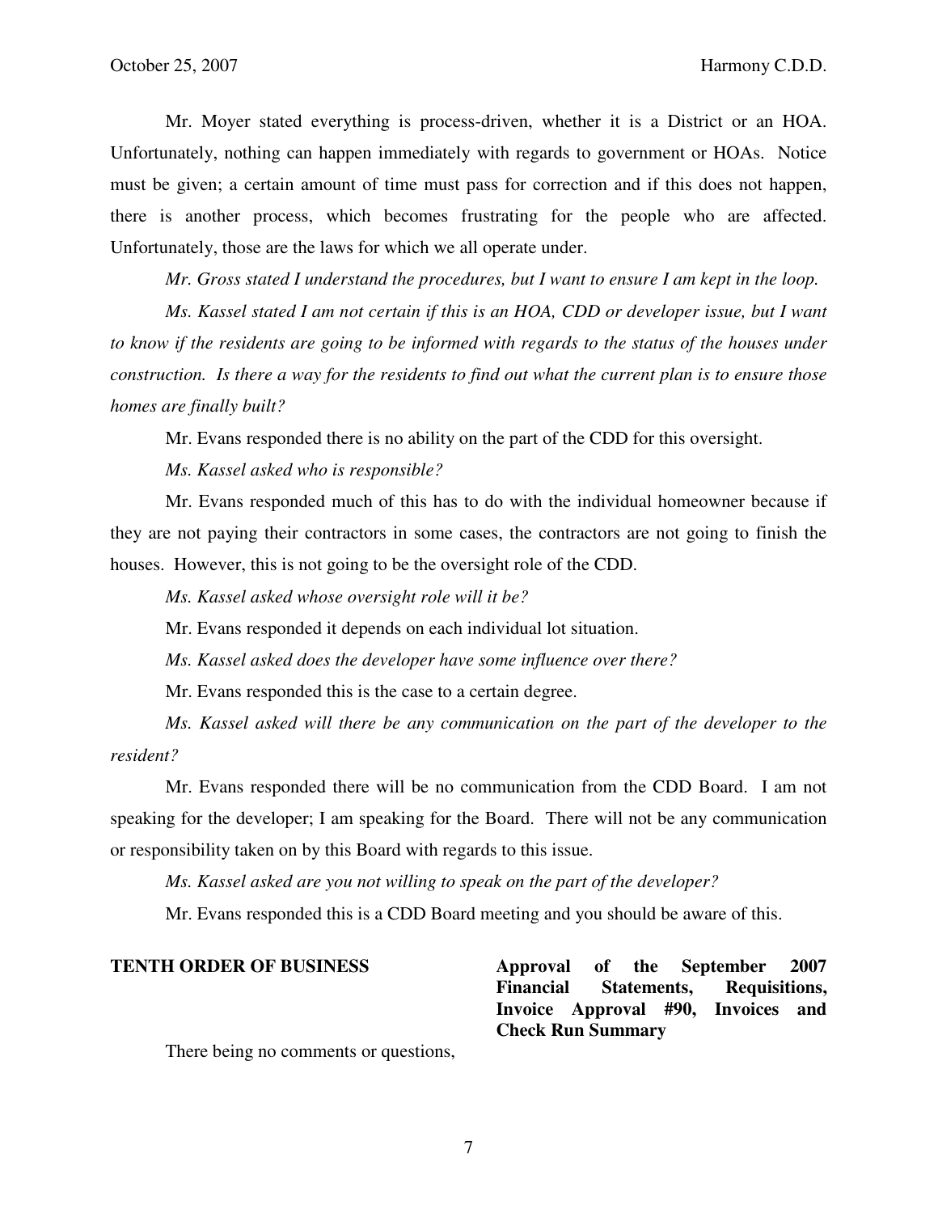Mr. Moyer stated everything is process-driven, whether it is a District or an HOA. Unfortunately, nothing can happen immediately with regards to government or HOAs. Notice must be given; a certain amount of time must pass for correction and if this does not happen, there is another process, which becomes frustrating for the people who are affected. Unfortunately, those are the laws for which we all operate under.

*Mr. Gross stated I understand the procedures, but I want to ensure I am kept in the loop.*

*Ms. Kassel stated I am not certain if this is an HOA, CDD or developer issue, but I want to know if the residents are going to be informed with regards to the status of the houses under construction. Is there a way for the residents to find out what the current plan is to ensure those homes are finally built?*

Mr. Evans responded there is no ability on the part of the CDD for this oversight.

*Ms. Kassel asked who is responsible?*

Mr. Evans responded much of this has to do with the individual homeowner because if they are not paying their contractors in some cases, the contractors are not going to finish the houses. However, this is not going to be the oversight role of the CDD.

*Ms. Kassel asked whose oversight role will it be?*

Mr. Evans responded it depends on each individual lot situation.

*Ms. Kassel asked does the developer have some influence over there?*

Mr. Evans responded this is the case to a certain degree.

*Ms. Kassel asked will there be any communication on the part of the developer to the resident?*

Mr. Evans responded there will be no communication from the CDD Board. I am not speaking for the developer; I am speaking for the Board. There will not be any communication or responsibility taken on by this Board with regards to this issue.

*Ms. Kassel asked are you not willing to speak on the part of the developer?*

Mr. Evans responded this is a CDD Board meeting and you should be aware of this.

**TENTH ORDER OF BUSINESS** **Approval of the September 2007 Financial Statements, Requisitions, Invoice Approval #90, Invoices and Check Run Summary**

There being no comments or questions,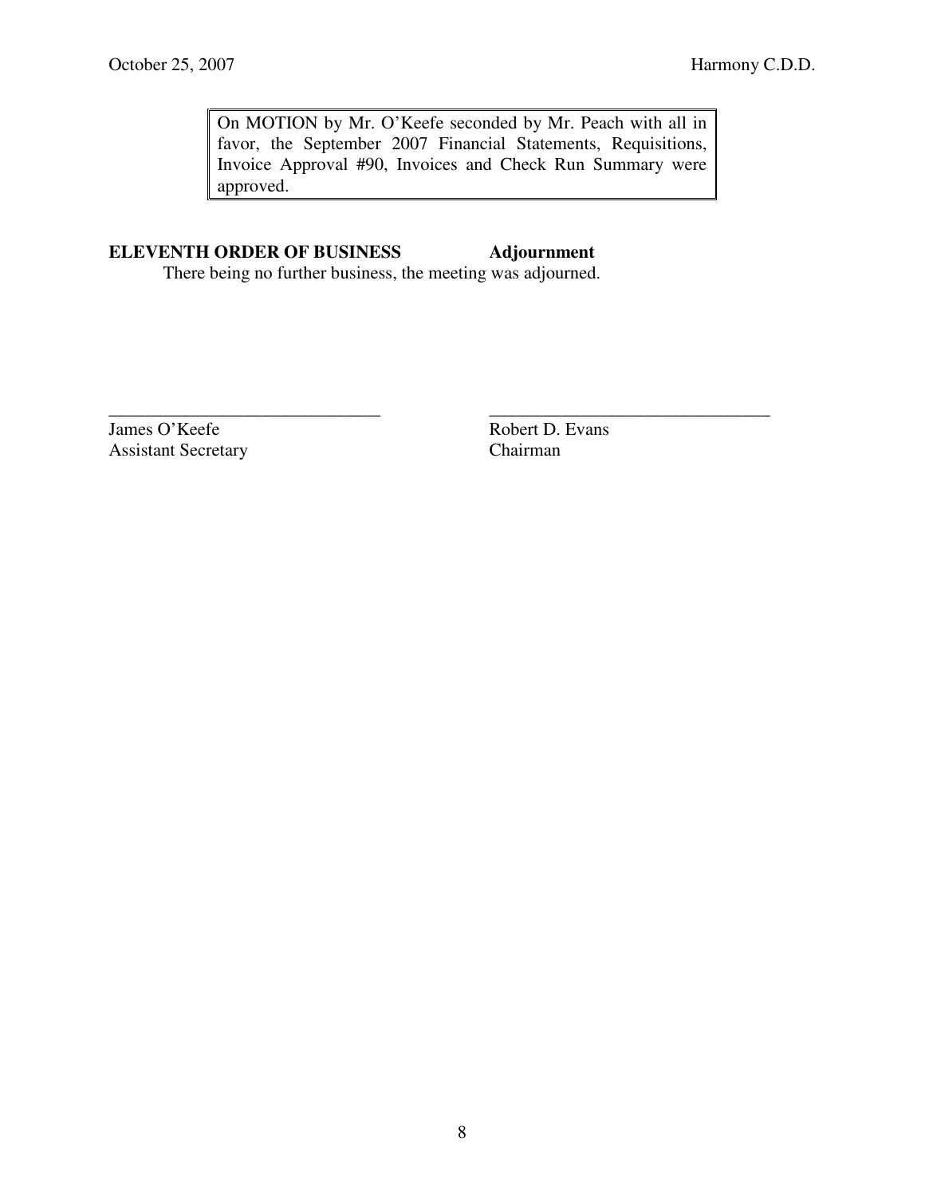> On MOTION by Mr. O'Keefe seconded by Mr. Peach with all in favor, the September 2007 Financial Statements, Requisitions, Invoice Approval #90, Invoices and Check Run Summary were approved.

**ELEVENTH ORDER OF BUSINESS Adjournment**

There being no further business, the meeting was adjourned.

| | |
|---|---|
| _______________________________ | _______________________________ |
| James O'Keefe | Robert D. Evans |
| Assistant Secretary | Chairman |